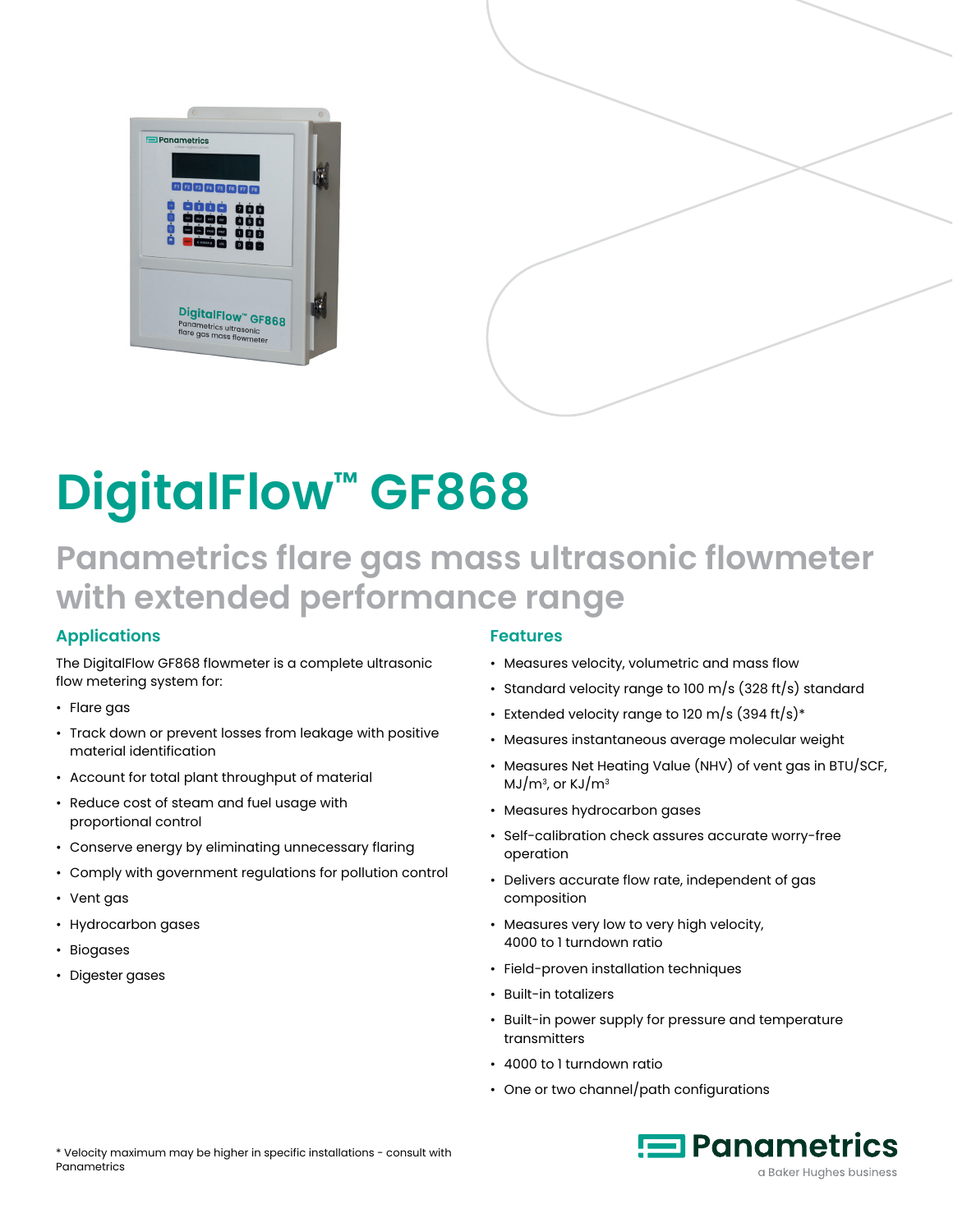# DigitalFlow™ GF868

## Panametrics flare gas mass ultrasonic flowmeter with extended performance range

### Applications

The DigitalFlow GF868 flowmeter is a complete ultrasonic flow metering system for:

- Flare gas
- Track down or prevent losses from leakage with positive material identification
- Account for total plant throughput of material
- Reduce cost of steam and fuel usage with proportional control
- Conserve energy by eliminating unnecessary flaring
- Comply with government regulations for pollution control
- Vent gas
- Hydrocarbon gases
- Biogases
- Digester gases

### Features

- Measures velocity, volumetric and mass flow
- Standard velocity range to 100 m/s (328 ft/s) standard
- Extended velocity range to 120 m/s (394 ft/s)*
- Measures instantaneous average molecular weight
- Measures Net Heating Value (NHV) of vent gas in BTU/SCF, MJ/$m^3$, or KJ/$m^3$
- Measures hydrocarbon gases
- Self-calibration check assures accurate worry-free operation
- Delivers accurate flow rate, independent of gas composition
- Measures very low to very high velocity, 4000 to 1 turndown ratio
- Field-proven installation techniques
- Built-in totalizers
- Built-in power supply for pressure and temperature transmitters
- 4000 to 1 turndown ratio
- One or two channel/path configurations

\* Velocity maximum may be higher in specific installations - consult with Panametrics

Panametrics
a Baker Hughes business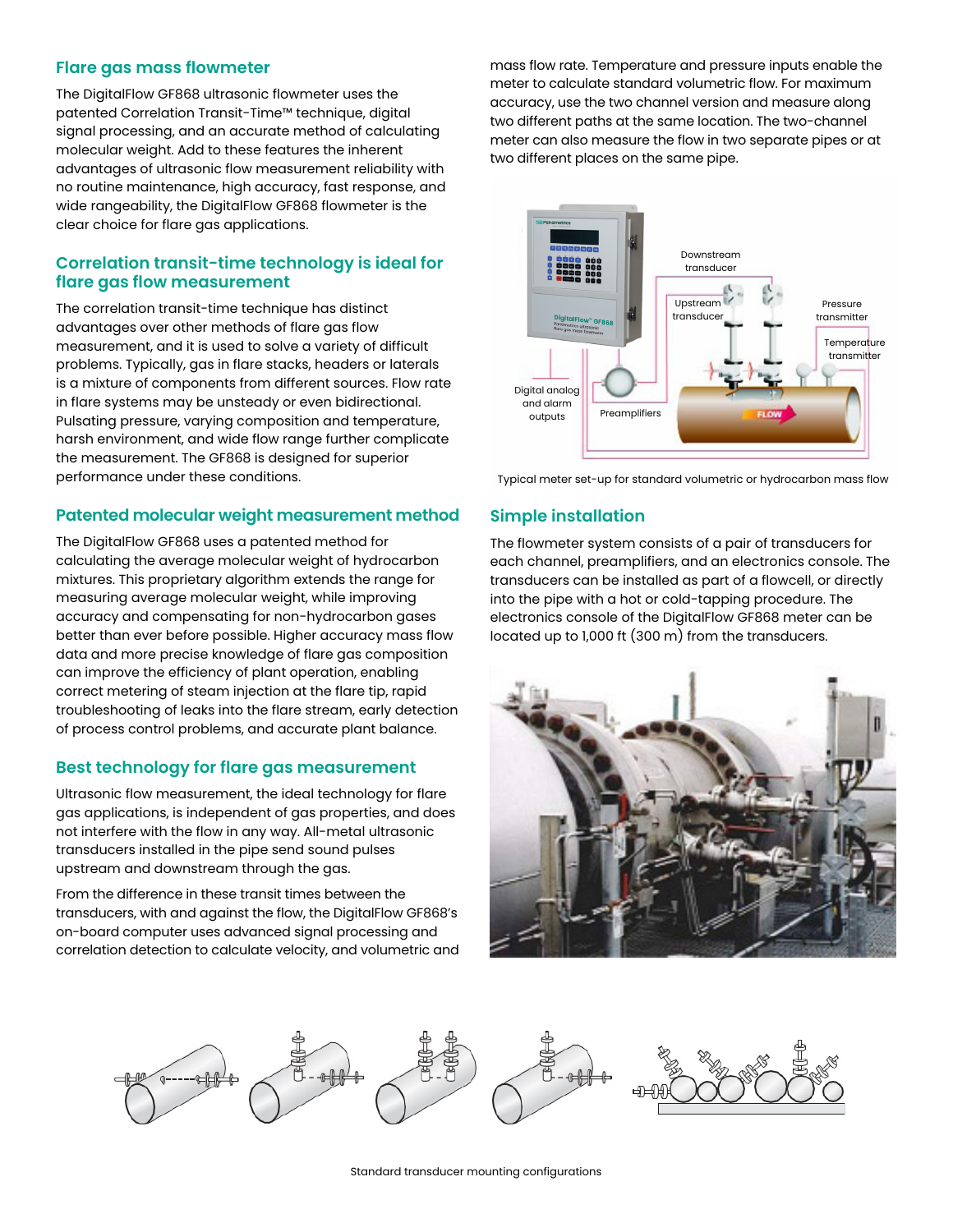## Flare gas mass flowmeter

The DigitalFlow GF868 ultrasonic flowmeter uses the patented Correlation Transit-Time™ technique, digital signal processing, and an accurate method of calculating molecular weight. Add to these features the inherent advantages of ultrasonic flow measurement reliability with no routine maintenance, high accuracy, fast response, and wide rangeability, the DigitalFlow GF868 flowmeter is the clear choice for flare gas applications.

## Correlation transit-time technology is ideal for flare gas flow measurement

The correlation transit-time technique has distinct advantages over other methods of flare gas flow measurement, and it is used to solve a variety of difficult problems. Typically, gas in flare stacks, headers or laterals is a mixture of components from different sources. Flow rate in flare systems may be unsteady or even bidirectional. Pulsating pressure, varying composition and temperature, harsh environment, and wide flow range further complicate the measurement. The GF868 is designed for superior performance under these conditions.

## Patented molecular weight measurement method

The DigitalFlow GF868 uses a patented method for calculating the average molecular weight of hydrocarbon mixtures. This proprietary algorithm extends the range for measuring average molecular weight, while improving accuracy and compensating for non-hydrocarbon gases better than ever before possible. Higher accuracy mass flow data and more precise knowledge of flare gas composition can improve the efficiency of plant operation, enabling correct metering of steam injection at the flare tip, rapid troubleshooting of leaks into the flare stream, early detection of process control problems, and accurate plant balance.

## Best technology for flare gas measurement

Ultrasonic flow measurement, the ideal technology for flare gas applications, is independent of gas properties, and does not interfere with the flow in any way. All-metal ultrasonic transducers installed in the pipe send sound pulses upstream and downstream through the gas.

From the difference in these transit times between the transducers, with and against the flow, the DigitalFlow GF868's on-board computer uses advanced signal processing and correlation detection to calculate velocity, and volumetric and mass flow rate. Temperature and pressure inputs enable the meter to calculate standard volumetric flow. For maximum accuracy, use the two channel version and measure along two different paths at the same location. The two-channel meter can also measure the flow in two separate pipes or at two different places on the same pipe.

Typical meter set-up for standard volumetric or hydrocarbon mass flow

## Simple installation

The flowmeter system consists of a pair of transducers for each channel, preamplifiers, and an electronics console. The transducers can be installed as part of a flowcell, or directly into the pipe with a hot or cold-tapping procedure. The electronics console of the DigitalFlow GF868 meter can be located up to 1,000 ft (300 m) from the transducers.

Standard transducer mounting configurations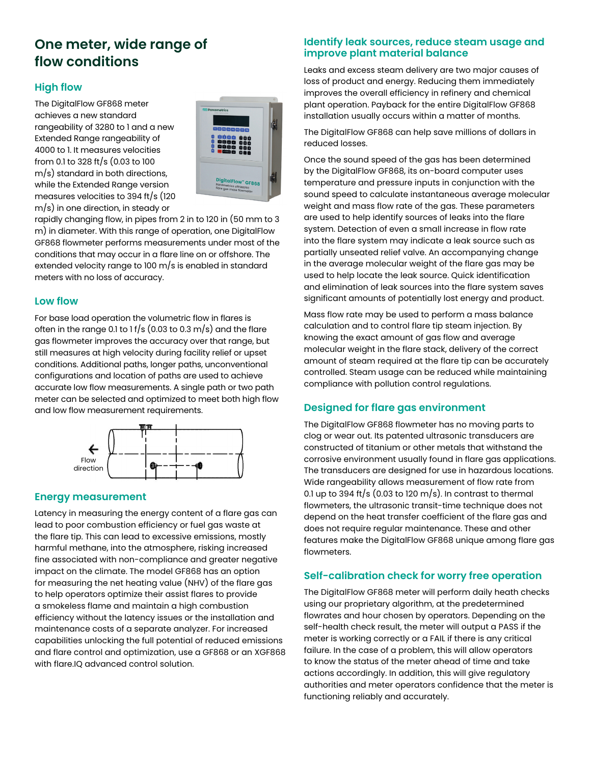## One meter, wide range of flow conditions

### High flow

The DigitalFlow GF868 meter achieves a new standard rangeability of 3280 to 1 and a new Extended Range rangeability of 4000 to 1. It measures velocities from 0.1 to 328 ft/s (0.03 to 100 m/s) standard in both directions, while the Extended Range version measures velocities to 394 ft/s (120 m/s) in one direction, in steady or rapidly changing flow, in pipes from 2 in to 120 in (50 mm to 3 m) in diameter. With this range of operation, one DigitalFlow GF868 flowmeter performs measurements under most of the conditions that may occur in a flare line on or offshore. The extended velocity range to 100 m/s is enabled in standard meters with no loss of accuracy.

### Low flow

For base load operation the volumetric flow in flares is often in the range 0.1 to 1 f/s (0.03 to 0.3 m/s) and the flare gas flowmeter improves the accuracy over that range, but still measures at high velocity during facility relief or upset conditions. Additional paths, longer paths, unconventional configurations and location of paths are used to achieve accurate low flow measurements. A single path or two path meter can be selected and optimized to meet both high flow and low flow measurement requirements.

Flow direction

### Energy measurement

Latency in measuring the energy content of a flare gas can lead to poor combustion efficiency or fuel gas waste at the flare tip. This can lead to excessive emissions, mostly harmful methane, into the atmosphere, risking increased fine associated with non-compliance and greater negative impact on the climate. The model GF868 has an option for measuring the net heating value (NHV) of the flare gas to help operators optimize their assist flares to provide a smokeless flame and maintain a high combustion efficiency without the latency issues or the installation and maintenance costs of a separate analyzer. For increased capabilities unlocking the full potential of reduced emissions and flare control and optimization, use a GF868 or an XGF868 with flare.IQ advanced control solution.

### Identify leak sources, reduce steam usage and improve plant material balance

Leaks and excess steam delivery are two major causes of loss of product and energy. Reducing them immediately improves the overall efficiency in refinery and chemical plant operation. Payback for the entire DigitalFlow GF868 installation usually occurs within a matter of months.

The DigitalFlow GF868 can help save millions of dollars in reduced losses.

Once the sound speed of the gas has been determined by the DigitalFlow GF868, its on-board computer uses temperature and pressure inputs in conjunction with the sound speed to calculate instantaneous average molecular weight and mass flow rate of the gas. These parameters are used to help identify sources of leaks into the flare system. Detection of even a small increase in flow rate into the flare system may indicate a leak source such as partially unseated relief valve. An accompanying change in the average molecular weight of the flare gas may be used to help locate the leak source. Quick identification and elimination of leak sources into the flare system saves significant amounts of potentially lost energy and product.

Mass flow rate may be used to perform a mass balance calculation and to control flare tip steam injection. By knowing the exact amount of gas flow and average molecular weight in the flare stack, delivery of the correct amount of steam required at the flare tip can be accurately controlled. Steam usage can be reduced while maintaining compliance with pollution control regulations.

### Designed for flare gas environment

The DigitalFlow GF868 flowmeter has no moving parts to clog or wear out. Its patented ultrasonic transducers are constructed of titanium or other metals that withstand the corrosive environment usually found in flare gas applications. The transducers are designed for use in hazardous locations. Wide rangeability allows measurement of flow rate from 0.1 up to 394 ft/s (0.03 to 120 m/s). In contrast to thermal flowmeters, the ultrasonic transit-time technique does not depend on the heat transfer coefficient of the flare gas and does not require regular maintenance. These and other features make the DigitalFlow GF868 unique among flare gas flowmeters.

### Self-calibration check for worry free operation

The DigitalFlow GF868 meter will perform daily heath checks using our proprietary algorithm, at the predetermined flowrates and hour chosen by operators. Depending on the self-health check result, the meter will output a PASS if the meter is working correctly or a FAIL if there is any critical failure. In the case of a problem, this will allow operators to know the status of the meter ahead of time and take actions accordingly. In addition, this will give regulatory authorities and meter operators confidence that the meter is functioning reliably and accurately.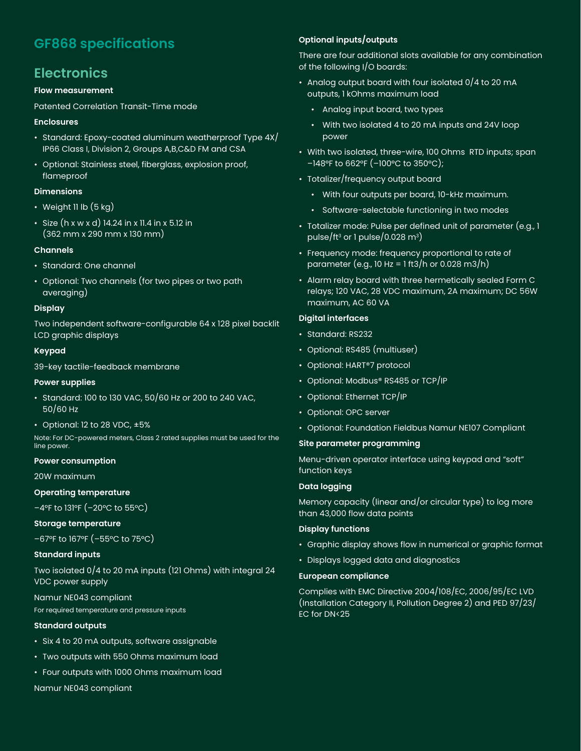# GF868 specifications

## Electronics

### Flow measurement

Patented Correlation Transit-Time mode

### Enclosures

- Standard: Epoxy-coated aluminum weatherproof Type 4X/ IP66 Class I, Division 2, Groups A,B,C&D FM and CSA
- Optional: Stainless steel, fiberglass, explosion proof, flameproof

### Dimensions

- Weight 11 lb (5 kg)
- Size (h x w x d) 14.24 in x 11.4 in x 5.12 in (362 mm x 290 mm x 130 mm)

### Channels

- Standard: One channel
- Optional: Two channels (for two pipes or two path averaging)

### Display

Two independent software-configurable 64 x 128 pixel backlit LCD graphic displays

### Keypad

39-key tactile-feedback membrane

### Power supplies

- Standard: 100 to 130 VAC, 50/60 Hz or 200 to 240 VAC, 50/60 Hz
- Optional: 12 to 28 VDC, ±5%

Note: For DC-powered meters, Class 2 rated supplies must be used for the line power.

### Power consumption

20W maximum

### Operating temperature

–4°F to 131°F (–20°C to 55°C)

### Storage temperature

–67°F to 167°F (–55°C to 75°C)

### Standard inputs

Two isolated 0/4 to 20 mA inputs (121 Ohms) with integral 24 VDC power supply

Namur NE043 compliant

For required temperature and pressure inputs

### Standard outputs

- Six 4 to 20 mA outputs, software assignable
- Two outputs with 550 Ohms maximum load
- Four outputs with 1000 Ohms maximum load

Namur NE043 compliant

### Optional inputs/outputs

There are four additional slots available for any combination of the following I/O boards:

- Analog output board with four isolated 0/4 to 20 mA outputs, 1 kOhms maximum load
  - Analog input board, two types
  - With two isolated 4 to 20 mA inputs and 24V loop power
- With two isolated, three-wire, 100 Ohms RTD inputs; span –148°F to 662°F (–100°C to 350°C);
- Totalizer/frequency output board
  - With four outputs per board, 10-kHz maximum.
  - Software-selectable functioning in two modes
- Totalizer mode: Pulse per defined unit of parameter (e.g., 1 pulse/$ft^3$ or 1 pulse/0.028 $m^3$)
- Frequency mode: frequency proportional to rate of parameter (e.g., 10 Hz = 1 ft3/h or 0.028 m3/h)
- Alarm relay board with three hermetically sealed Form C relays; 120 VAC, 28 VDC maximum, 2A maximum; DC 56W maximum, AC 60 VA

### Digital interfaces

- Standard: RS232
- Optional: RS485 (multiuser)
- Optional: HART®7 protocol
- Optional: Modbus® RS485 or TCP/IP
- Optional: Ethernet TCP/IP
- Optional: OPC server
- Optional: Foundation Fieldbus Namur NE107 Compliant

### Site parameter programming

Menu-driven operator interface using keypad and "soft" function keys

### Data logging

Memory capacity (linear and/or circular type) to log more than 43,000 flow data points

### Display functions

- Graphic display shows flow in numerical or graphic format
- Displays logged data and diagnostics

### European compliance

Complies with EMC Directive 2004/108/EC, 2006/95/EC LVD (Installation Category II, Pollution Degree 2) and PED 97/23/ EC for DN<25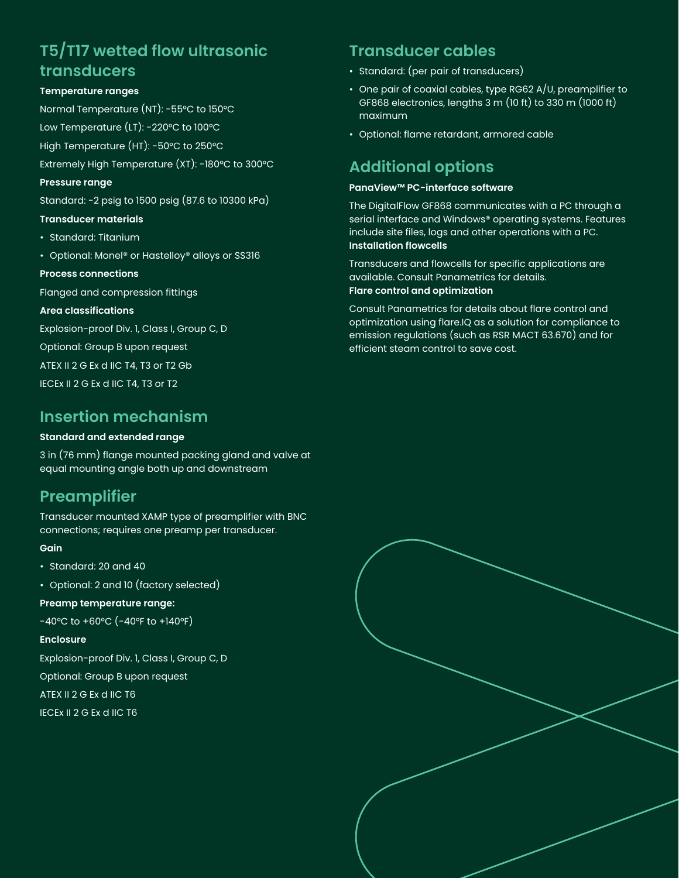## T5/T17 wetted flow ultrasonic transducers

**Temperature ranges**

Normal Temperature (NT): -55°C to 150°C

Low Temperature (LT): -220°C to 100°C

High Temperature (HT): -50°C to 250°C

Extremely High Temperature (XT): -180°C to 300°C

**Pressure range**

Standard: -2 psig to 1500 psig (87.6 to 10300 kPa)

**Transducer materials**

- Standard: Titanium
- Optional: Monel® or Hastelloy® alloys or SS316

**Process connections**

Flanged and compression fittings

**Area classifications**

Explosion-proof Div. 1, Class I, Group C, D

Optional: Group B upon request

ATEX II 2 G Ex d IIC T4, T3 or T2 Gb

IECEx II 2 G Ex d IIC T4, T3 or T2

## Insertion mechanism

**Standard and extended range**

3 in (76 mm) flange mounted packing gland and valve at equal mounting angle both up and downstream

## Preamplifier

Transducer mounted XAMP type of preamplifier with BNC connections; requires one preamp per transducer.

**Gain**

- Standard: 20 and 40
- Optional: 2 and 10 (factory selected)

**Preamp temperature range:**

-40°C to +60°C (-40°F to +140°F)

**Enclosure**

Explosion-proof Div. 1, Class I, Group C, D

Optional: Group B upon request

ATEX II 2 G Ex d IIC T6

IECEx II 2 G Ex d IIC T6

## Transducer cables

- Standard: (per pair of transducers)
- One pair of coaxial cables, type RG62 A/U, preamplifier to GF868 electronics, lengths 3 m (10 ft) to 330 m (1000 ft) maximum
- Optional: flame retardant, armored cable

## Additional options

**PanaView™ PC-interface software**

The DigitalFlow GF868 communicates with a PC through a serial interface and Windows® operating systems. Features include site files, logs and other operations with a PC.

**Installation flowcells**

Transducers and flowcells for specific applications are available. Consult Panametrics for details.

**Flare control and optimization**

Consult Panametrics for details about flare control and optimization using flare.IQ as a solution for compliance to emission regulations (such as RSR MACT 63.670) and for efficient steam control to save cost.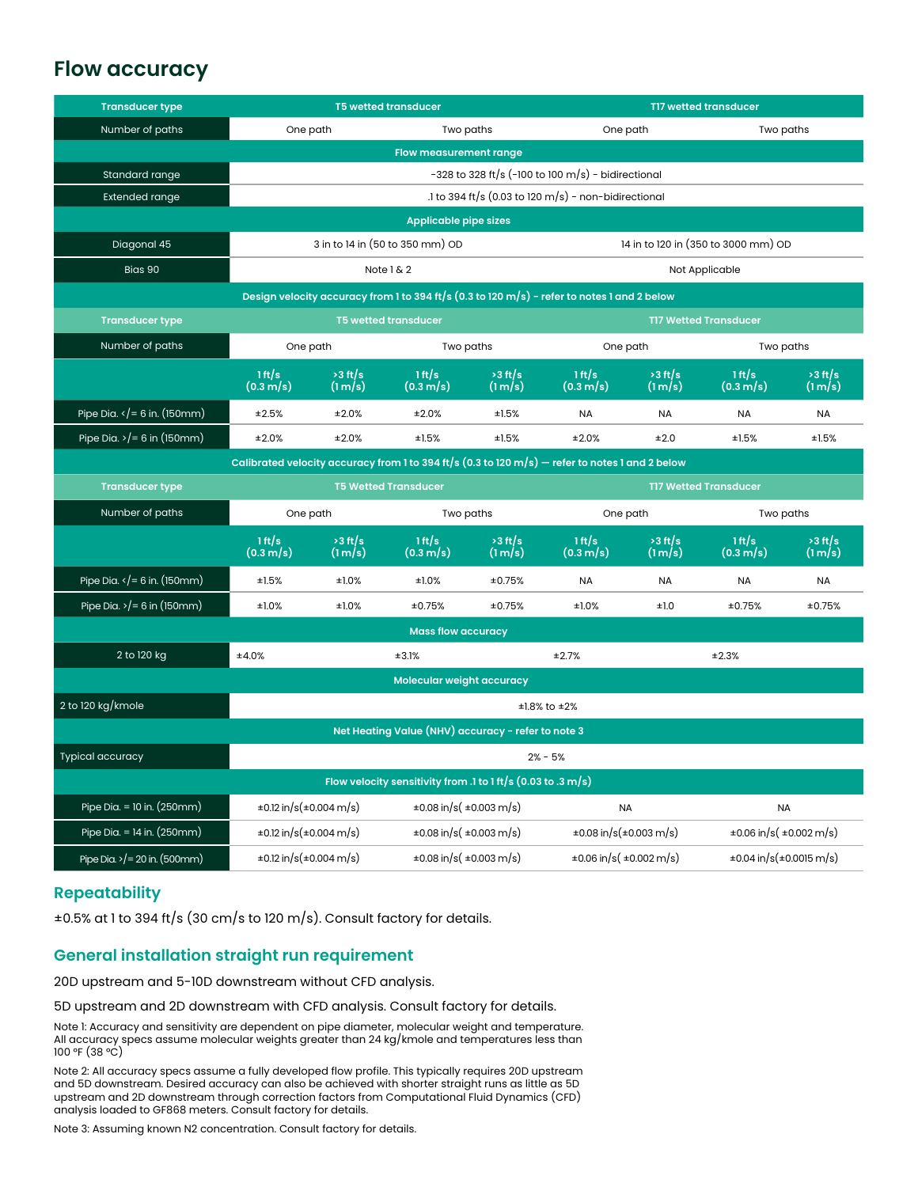## Flow accuracy

| Transducer type | T5 wetted transducer | | | | T17 wetted transducer | | | |
|---|---|---|---|---|---|---|---|---|
| Number of paths | One path | | Two paths | | One path | | Two paths | |
| **Flow measurement range** | | | | | | | | |
| Standard range | -328 to 328 ft/s (-100 to 100 m/s) - bidirectional | | | | | | | |
| Extended range | .1 to 394 ft/s (0.03 to 120 m/s) - non-bidirectional | | | | | | | |
| **Applicable pipe sizes** | | | | | | | | |
| Diagonal 45 | 3 in to 14 in (50 to 350 mm) OD | | | | 14 in to 120 in (350 to 3000 mm) OD | | | |
| Bias 90 | Note 1 & 2 | | | | Not Applicable | | | |
| **Design velocity accuracy from 1 to 394 ft/s (0.3 to 120 m/s) - refer to notes 1 and 2 below** | | | | | | | | |
| Transducer type | T5 wetted transducer | | | | T17 Wetted Transducer | | | |
| Number of paths | One path | | Two paths | | One path | | Two paths | |
| | 1 ft/s (0.3 m/s) | >3 ft/s (1 m/s) | 1 ft/s (0.3 m/s) | >3 ft/s (1 m/s) | 1 ft/s (0.3 m/s) | >3 ft/s (1 m/s) | 1 ft/s (0.3 m/s) | >3 ft/s (1 m/s) |
| Pipe Dia. </= 6 in. (150mm) | ±2.5% | ±2.0% | ±2.0% | ±1.5% | NA | NA | NA | NA |
| Pipe Dia. >/= 6 in (150mm) | ±2.0% | ±2.0% | ±1.5% | ±1.5% | ±2.0% | ±2.0 | ±1.5% | ±1.5% |
| **Calibrated velocity accuracy from 1 to 394 ft/s (0.3 to 120 m/s) — refer to notes 1 and 2 below** | | | | | | | | |
| Transducer type | T5 Wetted Transducer | | | | T17 Wetted Transducer | | | |
| Number of paths | One path | | Two paths | | One path | | Two paths | |
| | 1 ft/s (0.3 m/s) | >3 ft/s (1 m/s) | 1 ft/s (0.3 m/s) | >3 ft/s (1 m/s) | 1 ft/s (0.3 m/s) | >3 ft/s (1 m/s) | 1 ft/s (0.3 m/s) | >3 ft/s (1 m/s) |
| Pipe Dia. </= 6 in. (150mm) | ±1.5% | ±1.0% | ±1.0% | ±0.75% | NA | NA | NA | NA |
| Pipe Dia. >/= 6 in (150mm) | ±1.0% | ±1.0% | ±0.75% | ±0.75% | ±1.0% | ±1.0 | ±0.75% | ±0.75% |
| **Mass flow accuracy** | | | | | | | | |
| 2 to 120 kg | ±4.0% | | ±3.1% | | ±2.7% | | ±2.3% | |
| **Molecular weight accuracy** | | | | | | | | |
| 2 to 120 kg/kmole | ±1.8% to ±2% | | | | | | | |
| **Net Heating Value (NHV) accuracy - refer to note 3** | | | | | | | | |
| Typical accuracy | 2% - 5% | | | | | | | |
| **Flow velocity sensitivity from .1 to 1 ft/s (0.03 to .3 m/s)** | | | | | | | | |
| Pipe Dia. = 10 in. (250mm) | ±0.12 in/s(±0.004 m/s) | | ±0.08 in/s( ±0.003 m/s) | | NA | | NA | |
| Pipe Dia. = 14 in. (250mm) | ±0.12 in/s(±0.004 m/s) | | ±0.08 in/s( ±0.003 m/s) | | ±0.08 in/s(±0.003 m/s) | | ±0.06 in/s( ±0.002 m/s) | |
| Pipe Dia. >/= 20 in. (500mm) | ±0.12 in/s(±0.004 m/s) | | ±0.08 in/s( ±0.003 m/s) | | ±0.06 in/s( ±0.002 m/s) | | ±0.04 in/s(±0.0015 m/s) | |

### Repeatability

±0.5% at 1 to 394 ft/s (30 cm/s to 120 m/s). Consult factory for details.

### General installation straight run requirement

20D upstream and 5-10D downstream without CFD analysis.

5D upstream and 2D downstream with CFD analysis. Consult factory for details.

Note 1: Accuracy and sensitivity are dependent on pipe diameter, molecular weight and temperature. All accuracy specs assume molecular weights greater than 24 kg/kmole and temperatures less than 100 °F (38 °C)

Note 2: All accuracy specs assume a fully developed flow profile. This typically requires 20D upstream and 5D downstream. Desired accuracy can also be achieved with shorter straight runs as little as 5D upstream and 2D downstream through correction factors from Computational Fluid Dynamics (CFD) analysis loaded to GF868 meters. Consult factory for details.

Note 3: Assuming known N2 concentration. Consult factory for details.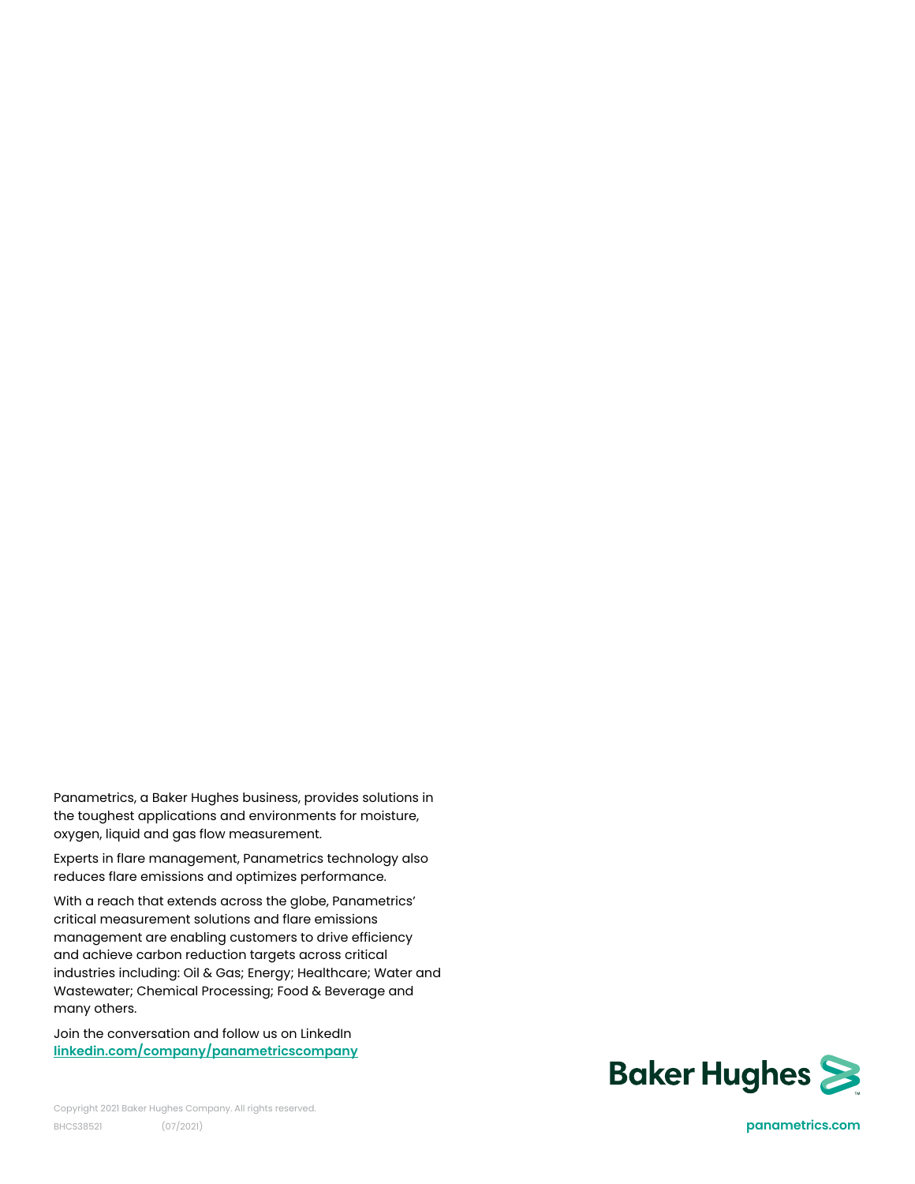Panametrics, a Baker Hughes business, provides solutions in the toughest applications and environments for moisture, oxygen, liquid and gas flow measurement.

Experts in flare management, Panametrics technology also reduces flare emissions and optimizes performance.

With a reach that extends across the globe, Panametrics' critical measurement solutions and flare emissions management are enabling customers to drive efficiency and achieve carbon reduction targets across critical industries including: Oil & Gas; Energy; Healthcare; Water and Wastewater; Chemical Processing; Food & Beverage and many others.

Join the conversation and follow us on LinkedIn
**linkedin.com/company/panametricscompany**

Baker Hughes

Copyright 2021 Baker Hughes Company. All rights reserved.

BHCS38521 (07/2021)

**panametrics.com**